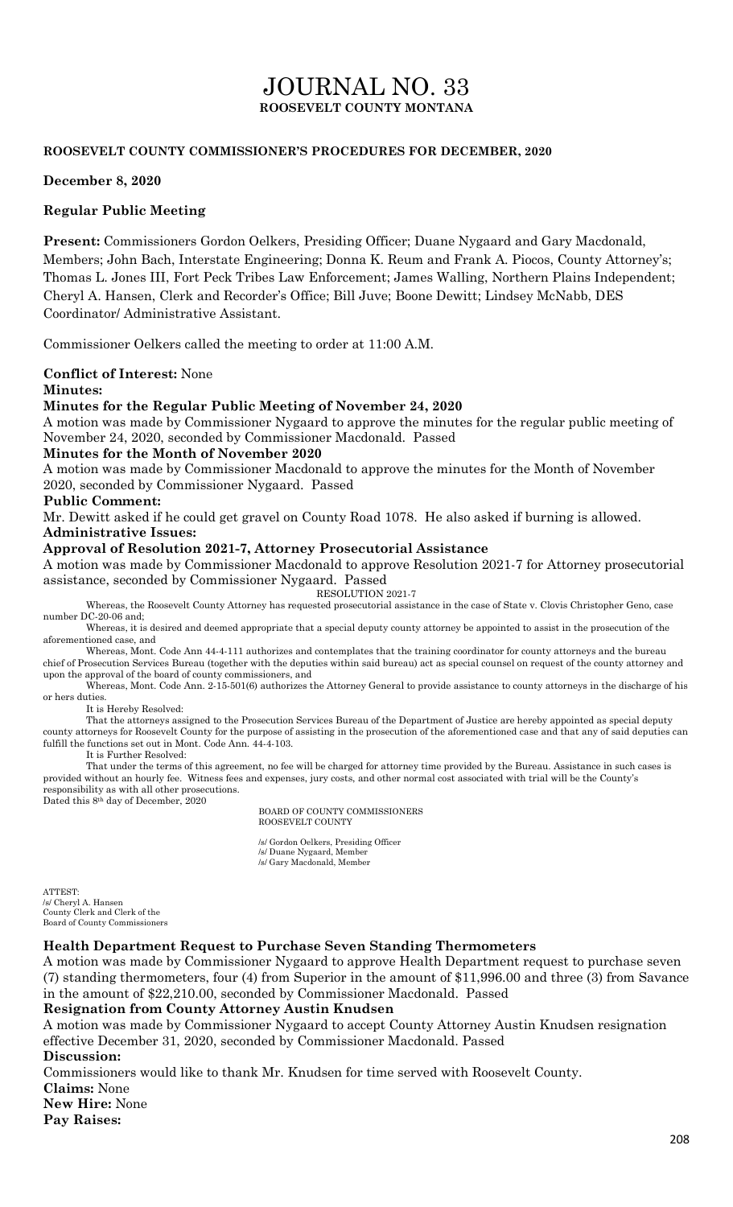# JOURNAL NO. 33

**ROOSEVELT COUNTY MONTANA**

**ROOSEVELT COUNTY COMMISSIONER'S PROCEDURES FOR DECEMBER, 2020**

**December 8, 2020**

**Regular Public Meeting**

**Present:** Commissioners Gordon Oelkers, Presiding Officer; Duane Nygaard and Gary Macdonald, Members; John Bach, Interstate Engineering; Donna K. Reum and Frank A. Piocos, County Attorney's; Thomas L. Jones III, Fort Peck Tribes Law Enforcement; James Walling, Northern Plains Independent; Cheryl A. Hansen, Clerk and Recorder's Office; Bill Juve; Boone Dewitt; Lindsey McNabb, DES Coordinator/ Administrative Assistant.

Commissioner Oelkers called the meeting to order at 11:00 A.M.

**Conflict of Interest:** None

**Minutes:**

**Minutes for the Regular Public Meeting of November 24, 2020**

A motion was made by Commissioner Nygaard to approve the minutes for the regular public meeting of November 24, 2020, seconded by Commissioner Macdonald. Passed

**Minutes for the Month of November 2020**

A motion was made by Commissioner Macdonald to approve the minutes for the Month of November 2020, seconded by Commissioner Nygaard. Passed

**Public Comment:**

Mr. Dewitt asked if he could get gravel on County Road 1078. He also asked if burning is allowed.

**Administrative Issues:**

**Approval of Resolution 2021-7, Attorney Prosecutorial Assistance**

A motion was made by Commissioner Macdonald to approve Resolution 2021-7 for Attorney prosecutorial assistance, seconded by Commissioner Nygaard. Passed

RESOLUTION 2021-7

Whereas, the Roosevelt County Attorney has requested prosecutorial assistance in the case of State v. Clovis Christopher Geno, case number DC-20-06 and;

Whereas, it is desired and deemed appropriate that a special deputy county attorney be appointed to assist in the prosecution of the aforementioned case, and

Whereas, Mont. Code Ann 44-4-111 authorizes and contemplates that the training coordinator for county attorneys and the bureau chief of Prosecution Services Bureau (together with the deputies within said bureau) act as special counsel on request of the county attorney and upon the approval of the board of county commissioners, and

Whereas, Mont. Code Ann. 2-15-501(6) authorizes the Attorney General to provide assistance to county attorneys in the discharge of his or hers duties.

It is Hereby Resolved:

That the attorneys assigned to the Prosecution Services Bureau of the Department of Justice are hereby appointed as special deputy county attorneys for Roosevelt County for the purpose of assisting in the prosecution of the aforementioned case and that any of said deputies can fulfill the functions set out in Mont. Code Ann. 44-4-103.

It is Further Resolved:

That under the terms of this agreement, no fee will be charged for attorney time provided by the Bureau. Assistance in such cases is provided without an hourly fee. Witness fees and expenses, jury costs, and other normal cost associated with trial will be the County's responsibility as with all other prosecutions.

Dated this 8th day of December, 2020

BOARD OF COUNTY COMMISSIONERS
ROOSEVELT COUNTY

/s/ Gordon Oelkers, Presiding Officer
/s/ Duane Nygaard, Member
/s/ Gary Macdonald, Member

ATTEST:
/s/ Cheryl A. Hansen
County Clerk and Clerk of the
Board of County Commissioners

**Health Department Request to Purchase Seven Standing Thermometers**

A motion was made by Commissioner Nygaard to approve Health Department request to purchase seven (7) standing thermometers, four (4) from Superior in the amount of $11,996.00 and three (3) from Savance in the amount of $22,210.00, seconded by Commissioner Macdonald. Passed

**Resignation from County Attorney Austin Knudsen**

A motion was made by Commissioner Nygaard to accept County Attorney Austin Knudsen resignation effective December 31, 2020, seconded by Commissioner Macdonald. Passed

**Discussion:**

Commissioners would like to thank Mr. Knudsen for time served with Roosevelt County.

**Claims:** None

**New Hire:** None

**Pay Raises:**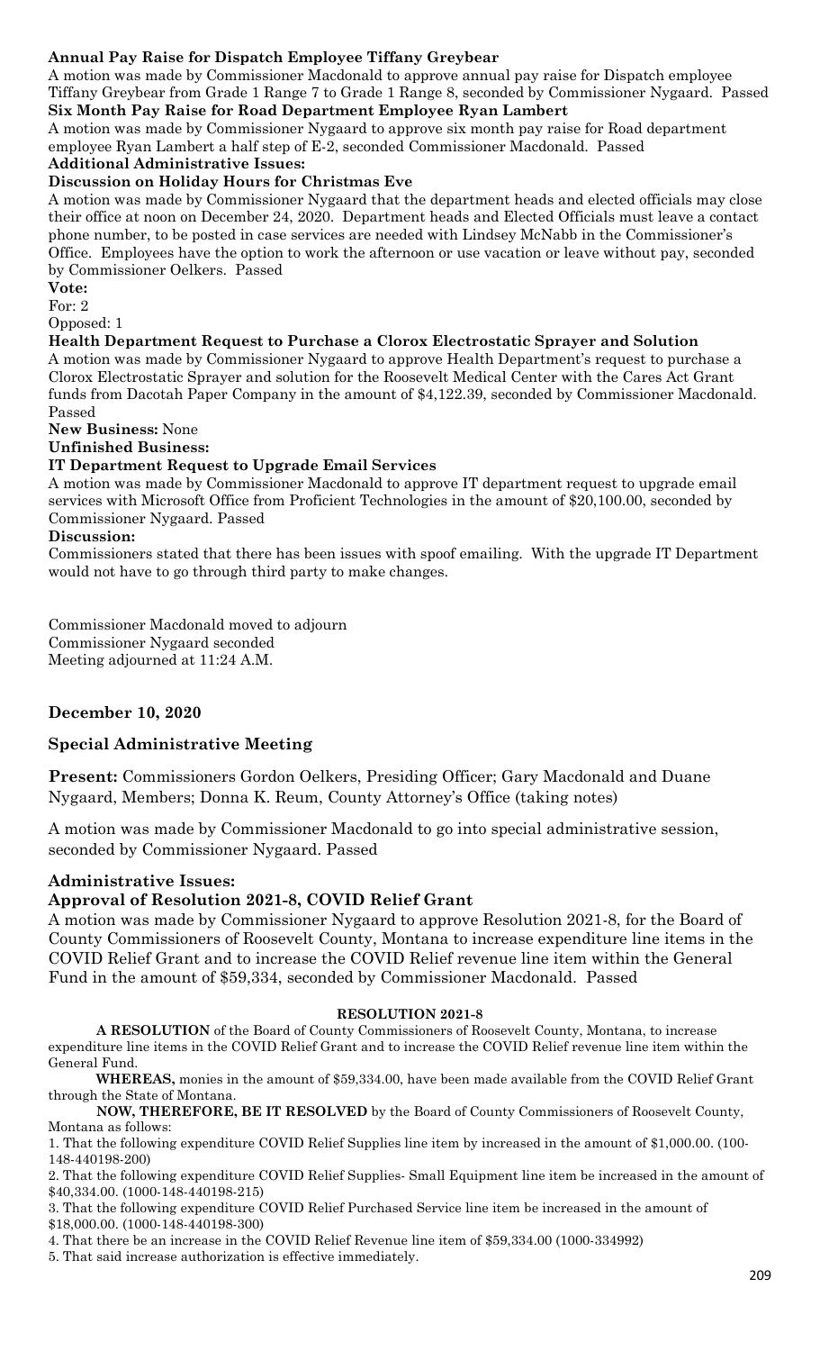**Annual Pay Raise for Dispatch Employee Tiffany Greybear**

A motion was made by Commissioner Macdonald to approve annual pay raise for Dispatch employee Tiffany Greybear from Grade 1 Range 7 to Grade 1 Range 8, seconded by Commissioner Nygaard. Passed

**Six Month Pay Raise for Road Department Employee Ryan Lambert**

A motion was made by Commissioner Nygaard to approve six month pay raise for Road department employee Ryan Lambert a half step of E-2, seconded Commissioner Macdonald. Passed

**Additional Administrative Issues:**

**Discussion on Holiday Hours for Christmas Eve**

A motion was made by Commissioner Nygaard that the department heads and elected officials may close their office at noon on December 24, 2020. Department heads and Elected Officials must leave a contact phone number, to be posted in case services are needed with Lindsey McNabb in the Commissioner's Office. Employees have the option to work the afternoon or use vacation or leave without pay, seconded by Commissioner Oelkers. Passed

**Vote:**

For: 2

Opposed: 1

**Health Department Request to Purchase a Clorox Electrostatic Sprayer and Solution**

A motion was made by Commissioner Nygaard to approve Health Department's request to purchase a Clorox Electrostatic Sprayer and solution for the Roosevelt Medical Center with the Cares Act Grant funds from Dacotah Paper Company in the amount of $4,122.39, seconded by Commissioner Macdonald. Passed

**New Business:** None

**Unfinished Business:**

**IT Department Request to Upgrade Email Services**

A motion was made by Commissioner Macdonald to approve IT department request to upgrade email services with Microsoft Office from Proficient Technologies in the amount of $20,100.00, seconded by Commissioner Nygaard. Passed

**Discussion:**

Commissioners stated that there has been issues with spoof emailing. With the upgrade IT Department would not have to go through third party to make changes.

Commissioner Macdonald moved to adjourn
Commissioner Nygaard seconded
Meeting adjourned at 11:24 A.M.

## December 10, 2020

### Special Administrative Meeting

**Present:** Commissioners Gordon Oelkers, Presiding Officer; Gary Macdonald and Duane Nygaard, Members; Donna K. Reum, County Attorney's Office (taking notes)

A motion was made by Commissioner Macdonald to go into special administrative session, seconded by Commissioner Nygaard. Passed

### Administrative Issues:

### Approval of Resolution 2021-8, COVID Relief Grant

A motion was made by Commissioner Nygaard to approve Resolution 2021-8, for the Board of County Commissioners of Roosevelt County, Montana to increase expenditure line items in the COVID Relief Grant and to increase the COVID Relief revenue line item within the General Fund in the amount of $59,334, seconded by Commissioner Macdonald. Passed

**RESOLUTION 2021-8**

**A RESOLUTION** of the Board of County Commissioners of Roosevelt County, Montana, to increase expenditure line items in the COVID Relief Grant and to increase the COVID Relief revenue line item within the General Fund.

**WHEREAS,** monies in the amount of $59,334.00, have been made available from the COVID Relief Grant through the State of Montana.

**NOW, THEREFORE, BE IT RESOLVED** by the Board of County Commissioners of Roosevelt County, Montana as follows:

1. That the following expenditure COVID Relief Supplies line item by increased in the amount of $1,000.00. (100-148-440198-200)
2. That the following expenditure COVID Relief Supplies- Small Equipment line item be increased in the amount of $40,334.00. (1000-148-440198-215)
3. That the following expenditure COVID Relief Purchased Service line item be increased in the amount of $18,000.00. (1000-148-440198-300)
4. That there be an increase in the COVID Relief Revenue line item of $59,334.00 (1000-334992)
5. That said increase authorization is effective immediately.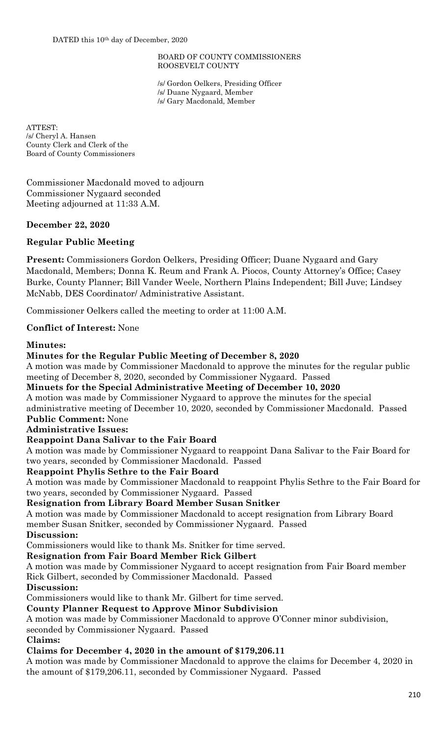DATED this 10th day of December, 2020

BOARD OF COUNTY COMMISSIONERS
ROOSEVELT COUNTY

/s/ Gordon Oelkers, Presiding Officer
/s/ Duane Nygaard, Member
/s/ Gary Macdonald, Member

ATTEST:
/s/ Cheryl A. Hansen
County Clerk and Clerk of the
Board of County Commissioners

Commissioner Macdonald moved to adjourn
Commissioner Nygaard seconded
Meeting adjourned at 11:33 A.M.

**December 22, 2020**

**Regular Public Meeting**

**Present:** Commissioners Gordon Oelkers, Presiding Officer; Duane Nygaard and Gary Macdonald, Members; Donna K. Reum and Frank A. Piocos, County Attorney's Office; Casey Burke, County Planner; Bill Vander Weele, Northern Plains Independent; Bill Juve; Lindsey McNabb, DES Coordinator/ Administrative Assistant.

Commissioner Oelkers called the meeting to order at 11:00 A.M.

**Conflict of Interest:** None

**Minutes:**

**Minutes for the Regular Public Meeting of December 8, 2020**

A motion was made by Commissioner Macdonald to approve the minutes for the regular public meeting of December 8, 2020, seconded by Commissioner Nygaard. Passed

**Minuets for the Special Administrative Meeting of December 10, 2020**

A motion was made by Commissioner Nygaard to approve the minutes for the special administrative meeting of December 10, 2020, seconded by Commissioner Macdonald. Passed

**Public Comment:** None

**Administrative Issues:**

**Reappoint Dana Salivar to the Fair Board**

A motion was made by Commissioner Nygaard to reappoint Dana Salivar to the Fair Board for two years, seconded by Commissioner Macdonald. Passed

**Reappoint Phylis Sethre to the Fair Board**

A motion was made by Commissioner Macdonald to reappoint Phylis Sethre to the Fair Board for two years, seconded by Commissioner Nygaard. Passed

**Resignation from Library Board Member Susan Snitker**

A motion was made by Commissioner Macdonald to accept resignation from Library Board member Susan Snitker, seconded by Commissioner Nygaard. Passed

**Discussion:**

Commissioners would like to thank Ms. Snitker for time served.

**Resignation from Fair Board Member Rick Gilbert**

A motion was made by Commissioner Nygaard to accept resignation from Fair Board member Rick Gilbert, seconded by Commissioner Macdonald. Passed

**Discussion:**

Commissioners would like to thank Mr. Gilbert for time served.

**County Planner Request to Approve Minor Subdivision**

A motion was made by Commissioner Macdonald to approve O'Conner minor subdivision, seconded by Commissioner Nygaard. Passed

**Claims:**

**Claims for December 4, 2020 in the amount of $179,206.11**

A motion was made by Commissioner Macdonald to approve the claims for December 4, 2020 in the amount of $179,206.11, seconded by Commissioner Nygaard. Passed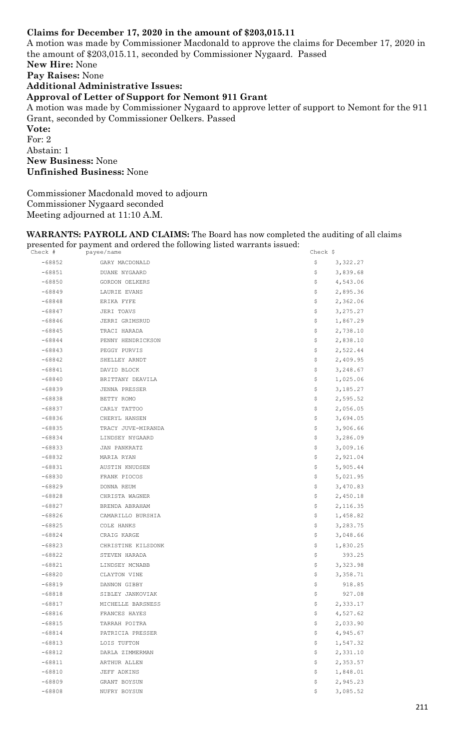**Claims for December 17, 2020 in the amount of $203,015.11**

A motion was made by Commissioner Macdonald to approve the claims for December 17, 2020 in the amount of $203,015.11, seconded by Commissioner Nygaard. Passed

**New Hire:** None

**Pay Raises:** None

**Additional Administrative Issues:**

**Approval of Letter of Support for Nemont 911 Grant**

A motion was made by Commissioner Nygaard to approve letter of support to Nemont for the 911 Grant, seconded by Commissioner Oelkers. Passed

**Vote:**

For: 2

Abstain: 1

**New Business:** None

**Unfinished Business:** None

Commissioner Macdonald moved to adjourn

Commissioner Nygaard seconded

Meeting adjourned at 11:10 A.M.

**WARRANTS: PAYROLL AND CLAIMS:** The Board has now completed the auditing of all claims presented for payment and ordered the following listed warrants issued:

| Check # | payee/name | Check $ | |
|---|---|---|---|
| -68852 | GARY MACDONALD | $ | 3,322.27 |
| -68851 | DUANE NYGAARD | $ | 3,839.68 |
| -68850 | GORDON OELKERS | $ | 4,543.06 |
| -68849 | LAURIE EVANS | $ | 2,895.36 |
| -68848 | ERIKA FYFE | $ | 2,362.06 |
| -68847 | JERI TOAVS | $ | 3,275.27 |
| -68846 | JERRI GRIMSRUD | $ | 1,867.29 |
| -68845 | TRACI HARADA | $ | 2,738.10 |
| -68844 | PENNY HENDRICKSON | $ | 2,838.10 |
| -68843 | PEGGY PURVIS | $ | 2,522.44 |
| -68842 | SHELLEY ARNDT | $ | 2,409.95 |
| -68841 | DAVID BLOCK | $ | 3,248.67 |
| -68840 | BRITTANY DEAVILA | $ | 1,025.06 |
| -68839 | JENNA PRESSER | $ | 3,185.27 |
| -68838 | BETTY ROMO | $ | 2,595.52 |
| -68837 | CARLY TATTOO | $ | 2,056.05 |
| -68836 | CHERYL HANSEN | $ | 3,694.05 |
| -68835 | TRACY JUVE-MIRANDA | $ | 3,906.66 |
| -68834 | LINDSEY NYGAARD | $ | 3,286.09 |
| -68833 | JAN PANKRATZ | $ | 3,009.16 |
| -68832 | MARIA RYAN | $ | 2,921.04 |
| -68831 | AUSTIN KNUDSEN | $ | 5,905.44 |
| -68830 | FRANK PIOCOS | $ | 5,021.95 |
| -68829 | DONNA REUM | $ | 3,470.83 |
| -68828 | CHRISTA WAGNER | $ | 2,450.18 |
| -68827 | BRENDA ABRAHAM | $ | 2,116.35 |
| -68826 | CAMARILLO BURSHIA | $ | 1,458.82 |
| -68825 | COLE HANKS | $ | 3,283.75 |
| -68824 | CRAIG KARGE | $ | 3,048.66 |
| -68823 | CHRISTINE KILSDONK | $ | 1,830.25 |
| -68822 | STEVEN HARADA | $ | 393.25 |
| -68821 | LINDSEY MCNABB | $ | 3,323.98 |
| -68820 | CLAYTON VINE | $ | 3,358.71 |
| -68819 | DANNON GIBBY | $ | 918.85 |
| -68818 | SIBLEY JANKOVIAK | $ | 927.08 |
| -68817 | MICHELLE BARSNESS | $ | 2,333.17 |
| -68816 | FRANCES HAYES | $ | 4,527.62 |
| -68815 | TARRAH POITRA | $ | 2,033.90 |
| -68814 | PATRICIA PRESSER | $ | 4,945.67 |
| -68813 | LOIS TUFTON | $ | 1,547.32 |
| -68812 | DARLA ZIMMERMAN | $ | 2,331.10 |
| -68811 | ARTHUR ALLEN | $ | 2,353.57 |
| -68810 | JEFF ADKINS | $ | 1,848.01 |
| -68809 | GRANT BOYSUN | $ | 2,945.23 |
| -68808 | NUFRY BOYSUN | $ | 3,085.52 |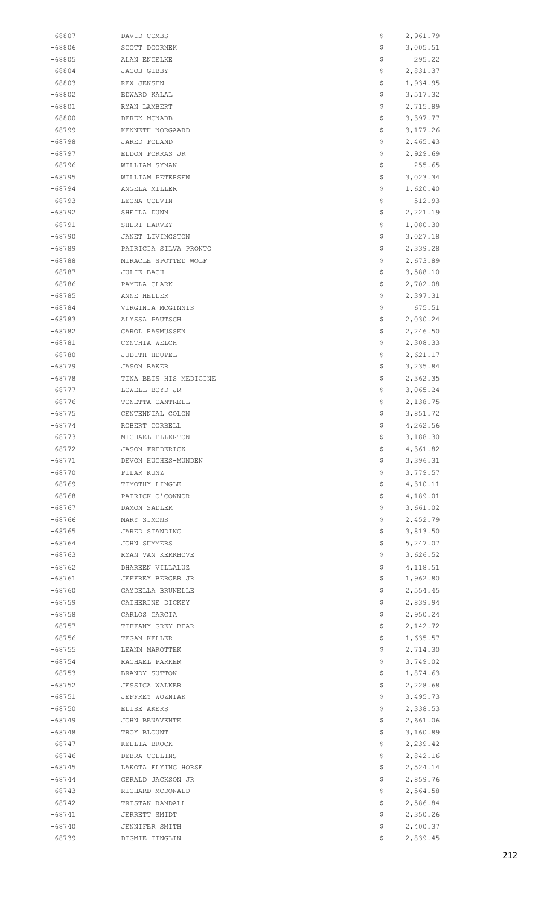| | | | |
|---|---|---|---|
| -68807 | DAVID COMBS | $ | 2,961.79 |
| -68806 | SCOTT DOORNEK | $ | 3,005.51 |
| -68805 | ALAN ENGELKE | $ | 295.22 |
| -68804 | JACOB GIBBY | $ | 2,831.37 |
| -68803 | REX JENSEN | $ | 1,934.95 |
| -68802 | EDWARD KALAL | $ | 3,517.32 |
| -68801 | RYAN LAMBERT | $ | 2,715.89 |
| -68800 | DEREK MCNABB | $ | 3,397.77 |
| -68799 | KENNETH NORGAARD | $ | 3,177.26 |
| -68798 | JARED POLAND | $ | 2,465.43 |
| -68797 | ELDON PORRAS JR | $ | 2,929.69 |
| -68796 | WILLIAM SYNAN | $ | 255.65 |
| -68795 | WILLIAM PETERSEN | $ | 3,023.34 |
| -68794 | ANGELA MILLER | $ | 1,620.40 |
| -68793 | LEONA COLVIN | $ | 512.93 |
| -68792 | SHEILA DUNN | $ | 2,221.19 |
| -68791 | SHERI HARVEY | $ | 1,080.30 |
| -68790 | JANET LIVINGSTON | $ | 3,027.18 |
| -68789 | PATRICIA SILVA PRONTO | $ | 2,339.28 |
| -68788 | MIRACLE SPOTTED WOLF | $ | 2,673.89 |
| -68787 | JULIE BACH | $ | 3,588.10 |
| -68786 | PAMELA CLARK | $ | 2,702.08 |
| -68785 | ANNE HELLER | $ | 2,397.31 |
| -68784 | VIRGINIA MCGINNIS | $ | 675.51 |
| -68783 | ALYSSA PAUTSCH | $ | 2,030.24 |
| -68782 | CAROL RASMUSSEN | $ | 2,246.50 |
| -68781 | CYNTHIA WELCH | $ | 2,308.33 |
| -68780 | JUDITH HEUPEL | $ | 2,621.17 |
| -68779 | JASON BAKER | $ | 3,235.84 |
| -68778 | TINA BETS HIS MEDICINE | $ | 2,362.35 |
| -68777 | LOWELL BOYD JR | $ | 3,065.24 |
| -68776 | TONETTA CANTRELL | $ | 2,138.75 |
| -68775 | CENTENNIAL COLON | $ | 3,851.72 |
| -68774 | ROBERT CORBELL | $ | 4,262.56 |
| -68773 | MICHAEL ELLERTON | $ | 3,188.30 |
| -68772 | JASON FREDERICK | $ | 4,361.82 |
| -68771 | DEVON HUGHES-MUNDEN | $ | 3,396.31 |
| -68770 | PILAR KUNZ | $ | 3,779.57 |
| -68769 | TIMOTHY LINGLE | $ | 4,310.11 |
| -68768 | PATRICK O'CONNOR | $ | 4,189.01 |
| -68767 | DAMON SADLER | $ | 3,661.02 |
| -68766 | MARY SIMONS | $ | 2,452.79 |
| -68765 | JARED STANDING | $ | 3,813.50 |
| -68764 | JOHN SUMMERS | $ | 5,247.07 |
| -68763 | RYAN VAN KERKHOVE | $ | 3,626.52 |
| -68762 | DHAREEN VILLALUZ | $ | 4,118.51 |
| -68761 | JEFFREY BERGER JR | $ | 1,962.80 |
| -68760 | GAYDELLA BRUNELLE | $ | 2,554.45 |
| -68759 | CATHERINE DICKEY | $ | 2,839.94 |
| -68758 | CARLOS GARCIA | $ | 2,950.24 |
| -68757 | TIFFANY GREY BEAR | $ | 2,142.72 |
| -68756 | TEGAN KELLER | $ | 1,635.57 |
| -68755 | LEANN MAROTTEK | $ | 2,714.30 |
| -68754 | RACHAEL PARKER | $ | 3,749.02 |
| -68753 | BRANDY SUTTON | $ | 1,874.63 |
| -68752 | JESSICA WALKER | $ | 2,228.68 |
| -68751 | JEFFREY WOZNIAK | $ | 3,495.73 |
| -68750 | ELISE AKERS | $ | 2,338.53 |
| -68749 | JOHN BENAVENTE | $ | 2,661.06 |
| -68748 | TROY BLOUNT | $ | 3,160.89 |
| -68747 | KEELIA BROCK | $ | 2,239.42 |
| -68746 | DEBRA COLLINS | $ | 2,842.16 |
| -68745 | LAKOTA FLYING HORSE | $ | 2,524.14 |
| -68744 | GERALD JACKSON JR | $ | 2,859.76 |
| -68743 | RICHARD MCDONALD | $ | 2,564.58 |
| -68742 | TRISTAN RANDALL | $ | 2,586.84 |
| -68741 | JERRETT SMIDT | $ | 2,350.26 |
| -68740 | JENNIFER SMITH | $ | 2,400.37 |
| -68739 | DIGMIE TINGLIN | $ | 2,839.45 |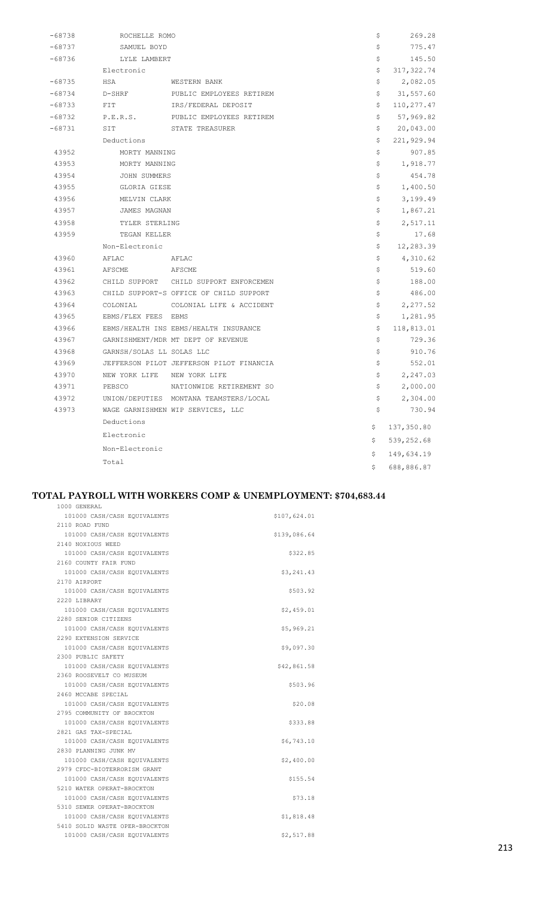| | | | |
|---|---|---|---|
| -68738 | ROCHELLE ROMO | | $ 269.28 |
| -68737 | SAMUEL BOYD | | $ 775.47 |
| -68736 | LYLE LAMBERT | | $ 145.50 |
| | Electronic | | $ 317,322.74 |
| -68735 | HSA | WESTERN BANK | $ 2,082.05 |
| -68734 | D-SHRF | PUBLIC EMPLOYEES RETIREM | $ 31,557.60 |
| -68733 | FIT | IRS/FEDERAL DEPOSIT | $ 110,277.47 |
| -68732 | P.E.R.S. | PUBLIC EMPLOYEES RETIREM | $ 57,969.82 |
| -68731 | SIT | STATE TREASURER | $ 20,043.00 |
| | Deductions | | $ 221,929.94 |
| 43952 | MORTY MANNING | | $ 907.85 |
| 43953 | MORTY MANNING | | $ 1,918.77 |
| 43954 | JOHN SUMMERS | | $ 454.78 |
| 43955 | GLORIA GIESE | | $ 1,400.50 |
| 43956 | MELVIN CLARK | | $ 3,199.49 |
| 43957 | JAMES MAGNAN | | $ 1,867.21 |
| 43958 | TYLER STERLING | | $ 2,517.11 |
| 43959 | TEGAN KELLER | | $ 17.68 |
| | Non-Electronic | | $ 12,283.39 |
| 43960 | AFLAC | AFLAC | $ 4,310.62 |
| 43961 | AFSCME | AFSCME | $ 519.60 |
| 43962 | CHILD SUPPORT | CHILD SUPPORT ENFORCEMEN | $ 188.00 |
| 43963 | CHILD SUPPORT-S | OFFICE OF CHILD SUPPORT | $ 486.00 |
| 43964 | COLONIAL | COLONIAL LIFE & ACCIDENT | $ 2,277.52 |
| 43965 | EBMS/FLEX FEES | EBMS | $ 1,281.95 |
| 43966 | EBMS/HEALTH INS | EBMS/HEALTH INSURANCE | $ 118,813.01 |
| 43967 | GARNISHMENT/MDR | MT DEPT OF REVENUE | $ 729.36 |
| 43968 | GARNSH/SOLAS LL | SOLAS LLC | $ 910.76 |
| 43969 | JEFFERSON PILOT | JEFFERSON PILOT FINANCIA | $ 552.01 |
| 43970 | NEW YORK LIFE | NEW YORK LIFE | $ 2,247.03 |
| 43971 | PEBSCO | NATIONWIDE RETIREMENT SO | $ 2,000.00 |
| 43972 | UNION/DEPUTIES | MONTANA TEAMSTERS/LOCAL | $ 2,304.00 |
| 43973 | WAGE GARNISHMEN | WIP SERVICES, LLC | $ 730.94 |
| | Deductions | | $ 137,350.80 |
| | Electronic | | $ 539,252.68 |
| | Non-Electronic | | $ 149,634.19 |
| | Total | | $ 688,886.87 |

## TOTAL PAYROLL WITH WORKERS COMP & UNEMPLOYMENT: $704,683.44

| Fund / Account | Amount |
|---|---|
| 1000 GENERAL | |
| 101000 CASH/CASH EQUIVALENTS | $107,624.01 |
| 2110 ROAD FUND | |
| 101000 CASH/CASH EQUIVALENTS | $139,086.64 |
| 2140 NOXIOUS WEED | |
| 101000 CASH/CASH EQUIVALENTS | $322.85 |
| 2160 COUNTY FAIR FUND | |
| 101000 CASH/CASH EQUIVALENTS | $3,241.43 |
| 2170 AIRPORT | |
| 101000 CASH/CASH EQUIVALENTS | $503.92 |
| 2220 LIBRARY | |
| 101000 CASH/CASH EQUIVALENTS | $2,459.01 |
| 2280 SENIOR CITIZENS | |
| 101000 CASH/CASH EQUIVALENTS | $5,969.21 |
| 2290 EXTENSION SERVICE | |
| 101000 CASH/CASH EQUIVALENTS | $9,097.30 |
| 2300 PUBLIC SAFETY | |
| 101000 CASH/CASH EQUIVALENTS | $42,861.58 |
| 2360 ROOSEVELT CO MUSEUM | |
| 101000 CASH/CASH EQUIVALENTS | $503.96 |
| 2460 MCCABE SPECIAL | |
| 101000 CASH/CASH EQUIVALENTS | $20.08 |
| 2795 COMMUNITY OF BROCKTON | |
| 101000 CASH/CASH EQUIVALENTS | $333.88 |
| 2821 GAS TAX-SPECIAL | |
| 101000 CASH/CASH EQUIVALENTS | $6,743.10 |
| 2830 PLANNING JUNK MV | |
| 101000 CASH/CASH EQUIVALENTS | $2,400.00 |
| 2979 CFDC-BIOTERRORISM GRANT | |
| 101000 CASH/CASH EQUIVALENTS | $155.54 |
| 5210 WATER OPERAT-BROCKTON | |
| 101000 CASH/CASH EQUIVALENTS | $73.18 |
| 5310 SEWER OPERAT-BROCKTON | |
| 101000 CASH/CASH EQUIVALENTS | $1,818.48 |
| 5410 SOLID WASTE OPER-BROCKTON | |
| 101000 CASH/CASH EQUIVALENTS | $2,517.88 |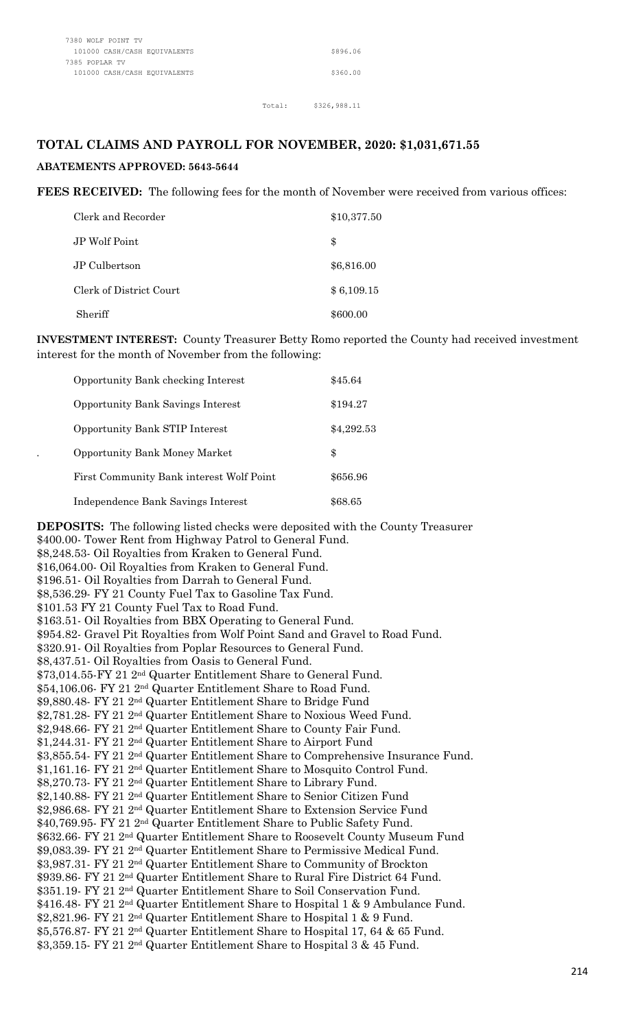```
7380 WOLF POINT TV
  101000 CASH/CASH EQUIVALENTS                        $896.06
7385 POPLAR TV
  101000 CASH/CASH EQUIVALENTS                        $360.00


                                       Total:     $326,988.11
```

## TOTAL CLAIMS AND PAYROLL FOR NOVEMBER, 2020: $1,031,671.55

**ABATEMENTS APPROVED: 5643-5644**

**FEES RECEIVED:** The following fees for the month of November were received from various offices:

| | |
|---|---|
| Clerk and Recorder | $10,377.50 |
| JP Wolf Point | $ |
| JP Culbertson | $6,816.00 |
| Clerk of District Court | $ 6,109.15 |
| Sheriff | $600.00 |

**INVESTMENT INTEREST:** County Treasurer Betty Romo reported the County had received investment interest for the month of November from the following:

| | |
|---|---|
| Opportunity Bank checking Interest | $45.64 |
| Opportunity Bank Savings Interest | $194.27 |
| Opportunity Bank STIP Interest | $4,292.53 |
| Opportunity Bank Money Market | $ |
| First Community Bank interest Wolf Point | $656.96 |
| Independence Bank Savings Interest | $68.65 |

**DEPOSITS:** The following listed checks were deposited with the County Treasurer
$400.00- Tower Rent from Highway Patrol to General Fund.
$8,248.53- Oil Royalties from Kraken to General Fund.
$16,064.00- Oil Royalties from Kraken to General Fund.
$196.51- Oil Royalties from Darrah to General Fund.
$8,536.29- FY 21 County Fuel Tax to Gasoline Tax Fund.
$101.53 FY 21 County Fuel Tax to Road Fund.
$163.51- Oil Royalties from BBX Operating to General Fund.
$954.82- Gravel Pit Royalties from Wolf Point Sand and Gravel to Road Fund.
$320.91- Oil Royalties from Poplar Resources to General Fund.
$8,437.51- Oil Royalties from Oasis to General Fund.
$73,014.55-FY 21 2nd Quarter Entitlement Share to General Fund.
$54,106.06- FY 21 2nd Quarter Entitlement Share to Road Fund.
$9,880.48- FY 21 2nd Quarter Entitlement Share to Bridge Fund
$2,781.28- FY 21 2nd Quarter Entitlement Share to Noxious Weed Fund.
$2,948.66- FY 21 2nd Quarter Entitlement Share to County Fair Fund.
$1,244.31- FY 21 2nd Quarter Entitlement Share to Airport Fund
$3,855.54- FY 21 2nd Quarter Entitlement Share to Comprehensive Insurance Fund.
$1,161.16- FY 21 2nd Quarter Entitlement Share to Mosquito Control Fund.
$8,270.73- FY 21 2nd Quarter Entitlement Share to Library Fund.
$2,140.88- FY 21 2nd Quarter Entitlement Share to Senior Citizen Fund
$2,986.68- FY 21 2nd Quarter Entitlement Share to Extension Service Fund
$40,769.95- FY 21 2nd Quarter Entitlement Share to Public Safety Fund.
$632.66- FY 21 2nd Quarter Entitlement Share to Roosevelt County Museum Fund
$9,083.39- FY 21 2nd Quarter Entitlement Share to Permissive Medical Fund.
$3,987.31- FY 21 2nd Quarter Entitlement Share to Community of Brockton
$939.86- FY 21 2nd Quarter Entitlement Share to Rural Fire District 64 Fund.
$351.19- FY 21 2nd Quarter Entitlement Share to Soil Conservation Fund.
$416.48- FY 21 2nd Quarter Entitlement Share to Hospital 1 & 9 Ambulance Fund.
$2,821.96- FY 21 2nd Quarter Entitlement Share to Hospital 1 & 9 Fund.
$5,576.87- FY 21 2nd Quarter Entitlement Share to Hospital 17, 64 & 65 Fund.
$3,359.15- FY 21 2nd Quarter Entitlement Share to Hospital 3 & 45 Fund.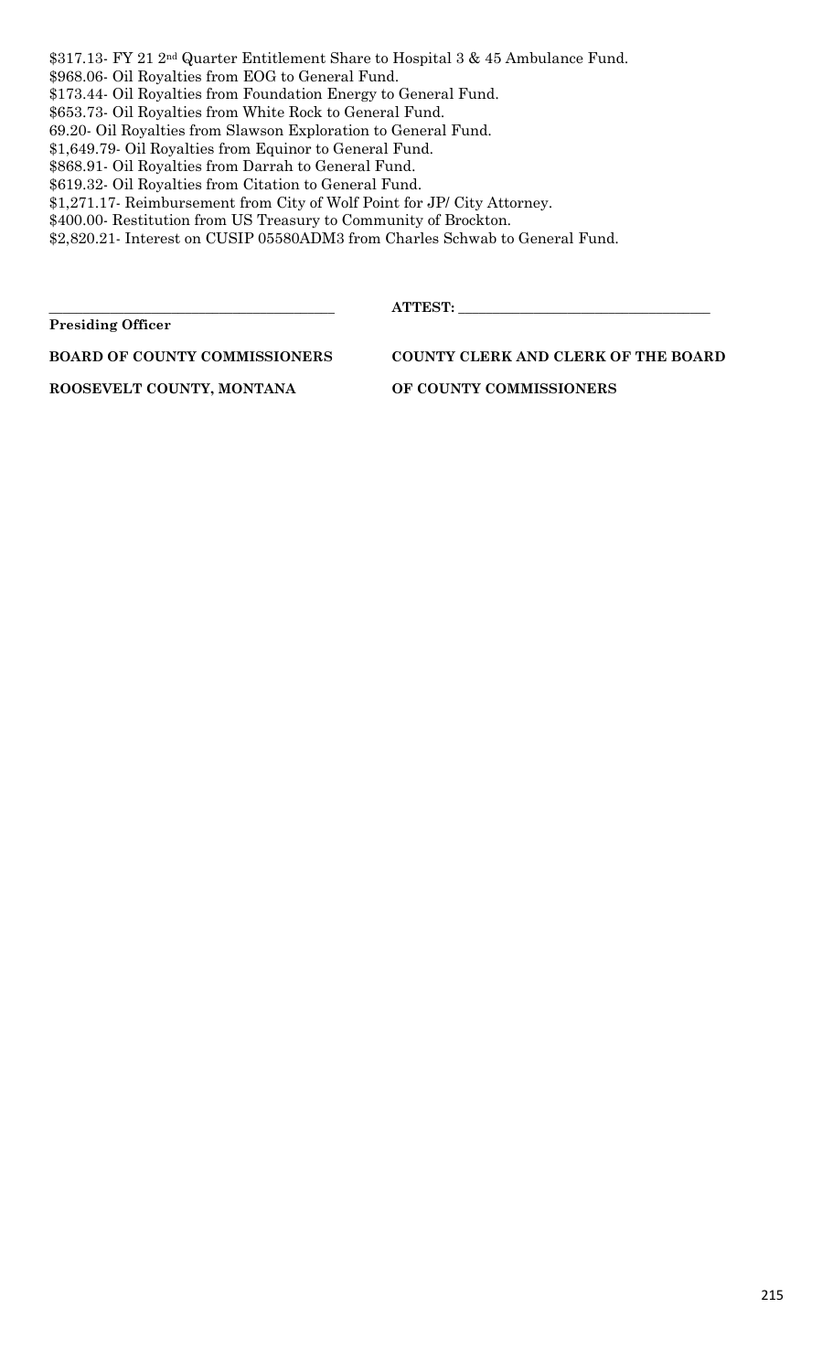$317.13- FY 21 2nd Quarter Entitlement Share to Hospital 3 & 45 Ambulance Fund.
$968.06- Oil Royalties from EOG to General Fund.
$173.44- Oil Royalties from Foundation Energy to General Fund.
$653.73- Oil Royalties from White Rock to General Fund.
69.20- Oil Royalties from Slawson Exploration to General Fund.
$1,649.79- Oil Royalties from Equinor to General Fund.
$868.91- Oil Royalties from Darrah to General Fund.
$619.32- Oil Royalties from Citation to General Fund.
$1,271.17- Reimbursement from City of Wolf Point for JP/ City Attorney.
$400.00- Restitution from US Treasury to Community of Brockton.
$2,820.21- Interest on CUSIP 05580ADM3 from Charles Schwab to General Fund.

\_\_\_\_\_\_\_\_\_\_\_\_\_\_\_\_\_\_\_\_\_\_\_\_\_\_\_\_\_\_\_\_\_\_\_\_\_\_\_\_ **ATTEST:** \_\_\_\_\_\_\_\_\_\_\_\_\_\_\_\_\_\_\_\_\_\_\_\_\_\_\_\_\_\_\_\_\_\_\_\_

**Presiding Officer**

**BOARD OF COUNTY COMMISSIONERS** **COUNTY CLERK AND CLERK OF THE BOARD**

**ROOSEVELT COUNTY, MONTANA** **OF COUNTY COMMISSIONERS**